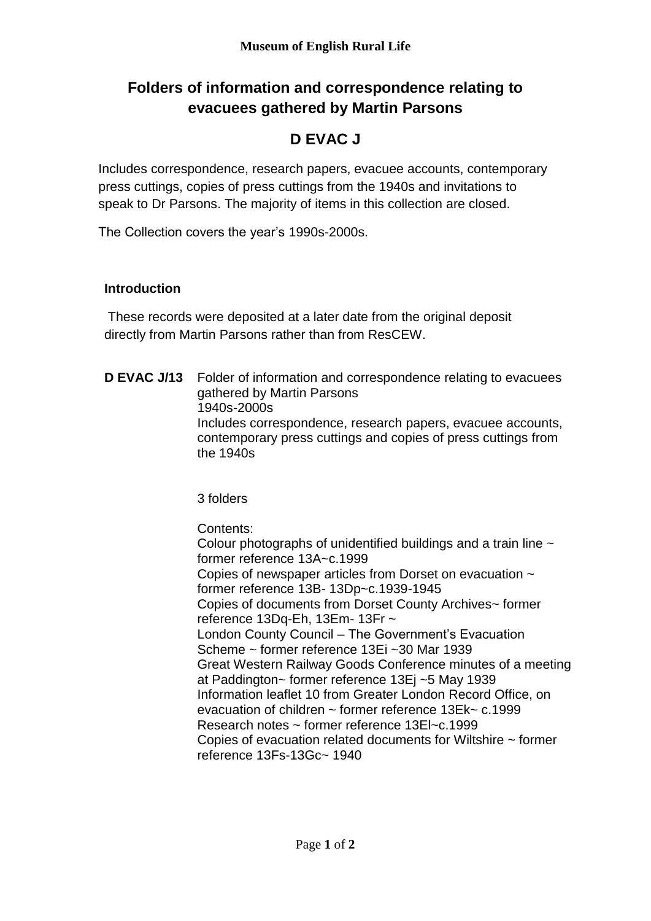**Museum of English Rural Life**

# Folders of information and correspondence relating to evacuees gathered by Martin Parsons

## D EVAC J

Includes correspondence, research papers, evacuee accounts, contemporary press cuttings, copies of press cuttings from the 1940s and invitations to speak to Dr Parsons. The majority of items in this collection are closed.

The Collection covers the year's 1990s-2000s.

### Introduction

These records were deposited at a later date from the original deposit directly from Martin Parsons rather than from ResCEW.

**D EVAC J/13** Folder of information and correspondence relating to evacuees gathered by Martin Parsons

1940s-2000s

Includes correspondence, research papers, evacuee accounts, contemporary press cuttings and copies of press cuttings from the 1940s

3 folders

Contents:

Colour photographs of unidentified buildings and a train line ~ former reference 13A~c.1999
Copies of newspaper articles from Dorset on evacuation ~ former reference 13B- 13Dp~c.1939-1945
Copies of documents from Dorset County Archives~ former reference 13Dq-Eh, 13Em- 13Fr ~
London County Council – The Government's Evacuation Scheme ~ former reference 13Ei ~30 Mar 1939
Great Western Railway Goods Conference minutes of a meeting at Paddington~ former reference 13Ej ~5 May 1939
Information leaflet 10 from Greater London Record Office, on evacuation of children ~ former reference 13Ek~ c.1999
Research notes ~ former reference 13El~c.1999
Copies of evacuation related documents for Wiltshire ~ former reference 13Fs-13Gc~ 1940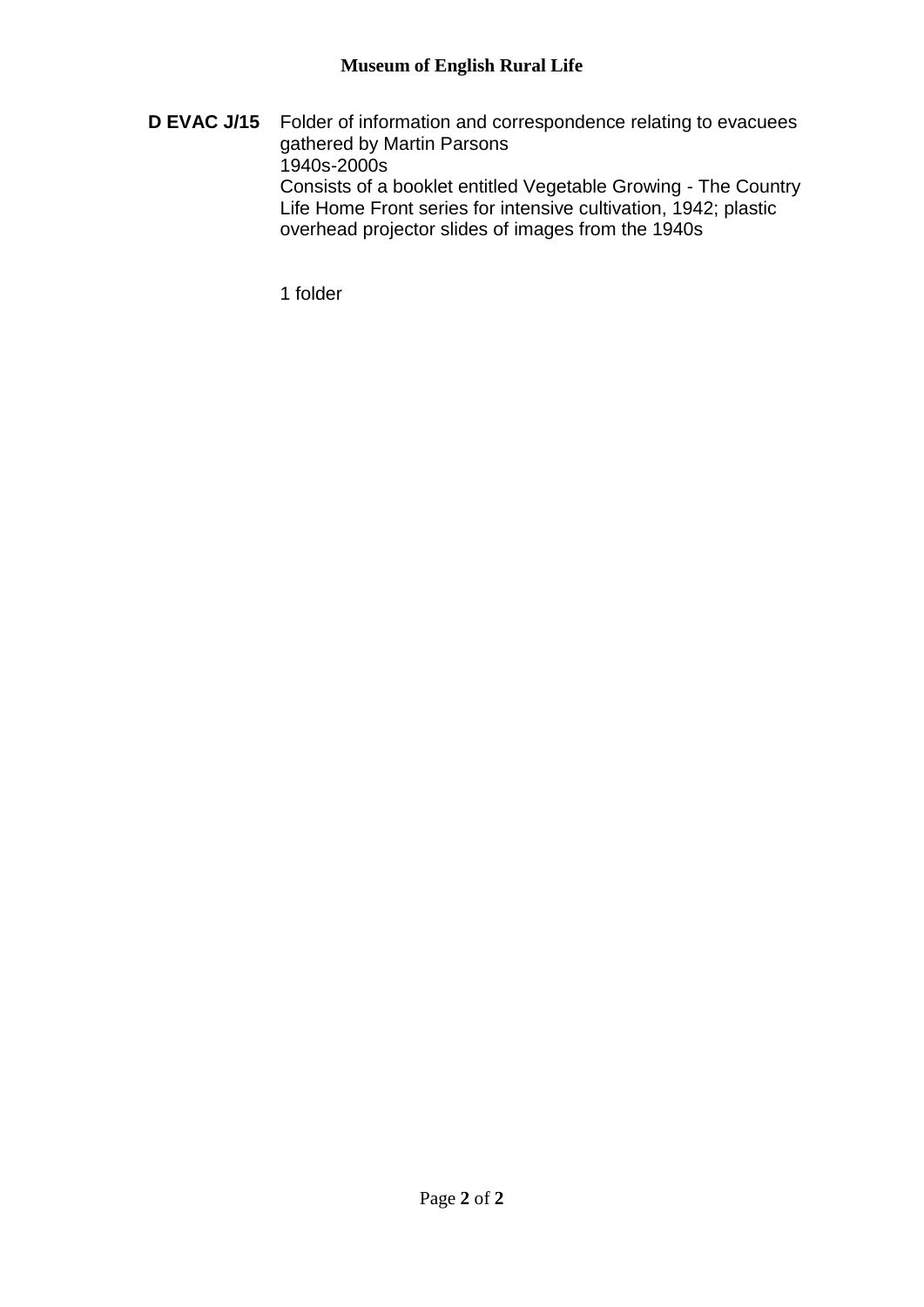**D EVAC J/15** Folder of information and correspondence relating to evacuees gathered by Martin Parsons
1940s-2000s
Consists of a booklet entitled Vegetable Growing - The Country Life Home Front series for intensive cultivation, 1942; plastic overhead projector slides of images from the 1940s

1 folder